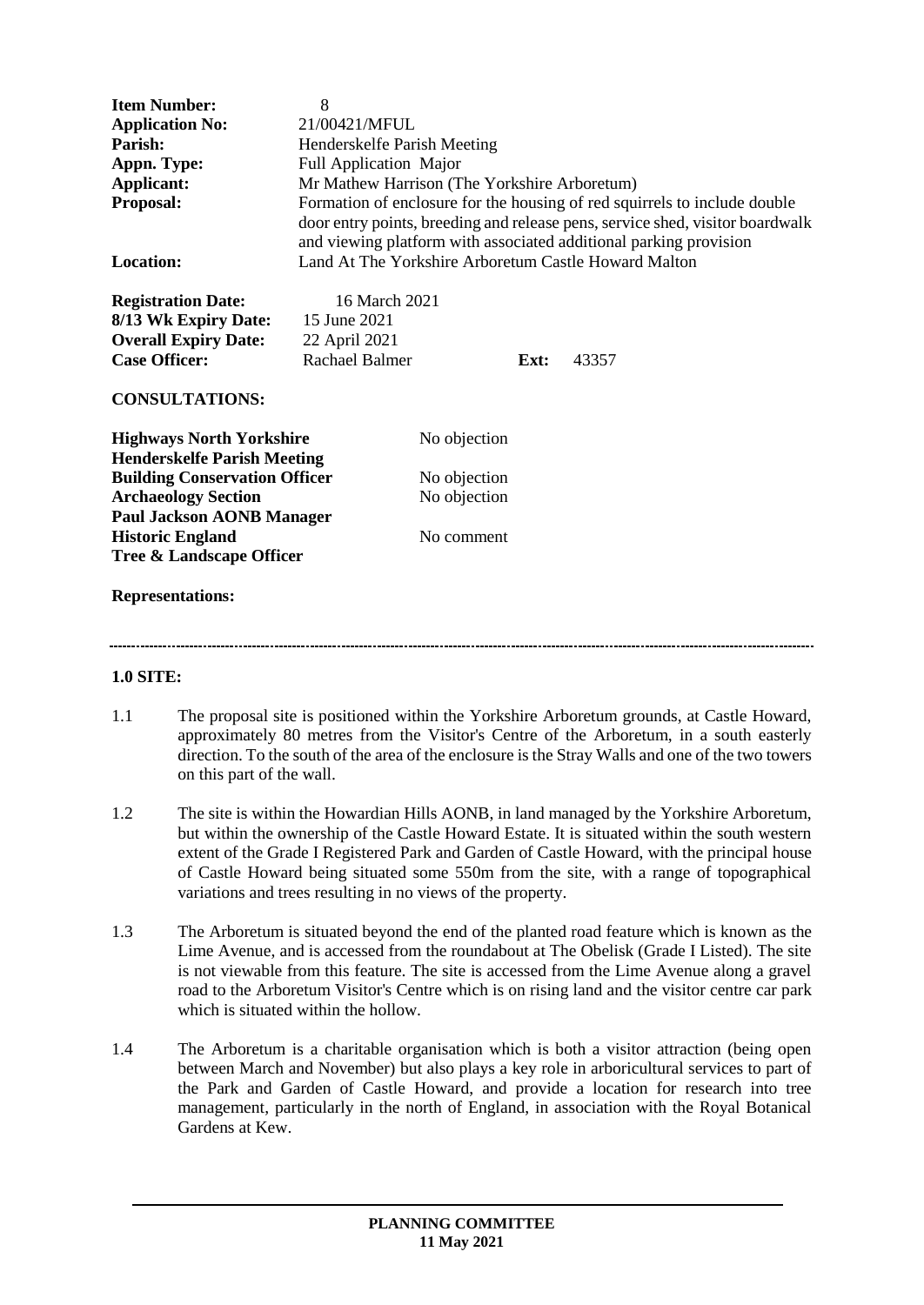| | |
|---|---|
| **Item Number:** | 8 |
| **Application No:** | 21/00421/MFUL |
| **Parish:** | Henderskelfe Parish Meeting |
| **Appn. Type:** | Full Application Major |
| **Applicant:** | Mr Mathew Harrison (The Yorkshire Arboretum) |
| **Proposal:** | Formation of enclosure for the housing of red squirrels to include double door entry points, breeding and release pens, service shed, visitor boardwalk and viewing platform with associated additional parking provision |
| **Location:** | Land At The Yorkshire Arboretum Castle Howard Malton |

| | | | |
|---|---|---|---|
| **Registration Date:** | 16 March 2021 | | |
| **8/13 Wk Expiry Date:** | 15 June 2021 | | |
| **Overall Expiry Date:** | 22 April 2021 | | |
| **Case Officer:** | Rachael Balmer | **Ext:** | 43357 |

**CONSULTATIONS:**

| | |
|---|---|
| **Highways North Yorkshire** | No objection |
| **Henderskelfe Parish Meeting** | |
| **Building Conservation Officer** | No objection |
| **Archaeology Section** | No objection |
| **Paul Jackson AONB Manager** | |
| **Historic England** | No comment |
| **Tree & Landscape Officer** | |

**Representations:**

---

**1.0 SITE:**

1.1 The proposal site is positioned within the Yorkshire Arboretum grounds, at Castle Howard, approximately 80 metres from the Visitor's Centre of the Arboretum, in a south easterly direction. To the south of the area of the enclosure is the Stray Walls and one of the two towers on this part of the wall.

1.2 The site is within the Howardian Hills AONB, in land managed by the Yorkshire Arboretum, but within the ownership of the Castle Howard Estate. It is situated within the south western extent of the Grade I Registered Park and Garden of Castle Howard, with the principal house of Castle Howard being situated some 550m from the site, with a range of topographical variations and trees resulting in no views of the property.

1.3 The Arboretum is situated beyond the end of the planted road feature which is known as the Lime Avenue, and is accessed from the roundabout at The Obelisk (Grade I Listed). The site is not viewable from this feature. The site is accessed from the Lime Avenue along a gravel road to the Arboretum Visitor's Centre which is on rising land and the visitor centre car park which is situated within the hollow.

1.4 The Arboretum is a charitable organisation which is both a visitor attraction (being open between March and November) but also plays a key role in arboricultural services to part of the Park and Garden of Castle Howard, and provide a location for research into tree management, particularly in the north of England, in association with the Royal Botanical Gardens at Kew.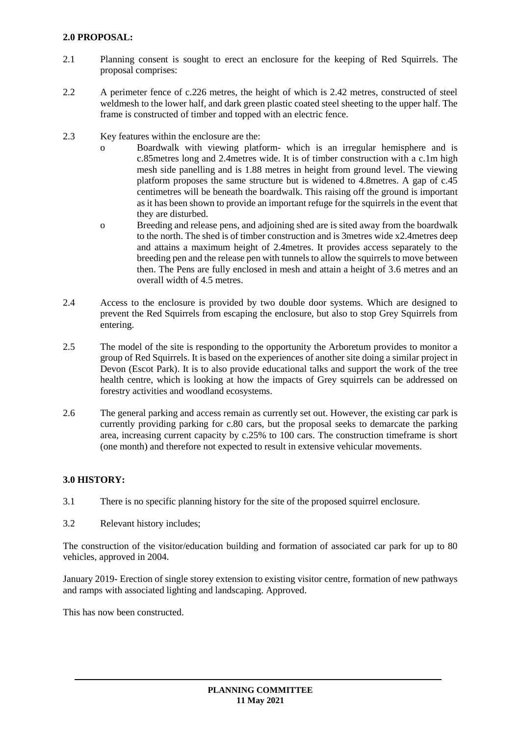## 2.0 PROPOSAL:

2.1 Planning consent is sought to erect an enclosure for the keeping of Red Squirrels. The proposal comprises:

2.2 A perimeter fence of c.226 metres, the height of which is 2.42 metres, constructed of steel weldmesh to the lower half, and dark green plastic coated steel sheeting to the upper half. The frame is constructed of timber and topped with an electric fence.

2.3 Key features within the enclosure are the:

- o Boardwalk with viewing platform- which is an irregular hemisphere and is c.85metres long and 2.4metres wide. It is of timber construction with a c.1m high mesh side panelling and is 1.88 metres in height from ground level. The viewing platform proposes the same structure but is widened to 4.8metres. A gap of c.45 centimetres will be beneath the boardwalk. This raising off the ground is important as it has been shown to provide an important refuge for the squirrels in the event that they are disturbed.
- o Breeding and release pens, and adjoining shed are is sited away from the boardwalk to the north. The shed is of timber construction and is 3metres wide x2.4metres deep and attains a maximum height of 2.4metres. It provides access separately to the breeding pen and the release pen with tunnels to allow the squirrels to move between then. The Pens are fully enclosed in mesh and attain a height of 3.6 metres and an overall width of 4.5 metres.

2.4 Access to the enclosure is provided by two double door systems. Which are designed to prevent the Red Squirrels from escaping the enclosure, but also to stop Grey Squirrels from entering.

2.5 The model of the site is responding to the opportunity the Arboretum provides to monitor a group of Red Squirrels. It is based on the experiences of another site doing a similar project in Devon (Escot Park). It is to also provide educational talks and support the work of the tree health centre, which is looking at how the impacts of Grey squirrels can be addressed on forestry activities and woodland ecosystems.

2.6 The general parking and access remain as currently set out. However, the existing car park is currently providing parking for c.80 cars, but the proposal seeks to demarcate the parking area, increasing current capacity by c.25% to 100 cars. The construction timeframe is short (one month) and therefore not expected to result in extensive vehicular movements.

## 3.0 HISTORY:

3.1 There is no specific planning history for the site of the proposed squirrel enclosure.

3.2 Relevant history includes;

The construction of the visitor/education building and formation of associated car park for up to 80 vehicles, approved in 2004.

January 2019- Erection of single storey extension to existing visitor centre, formation of new pathways and ramps with associated lighting and landscaping. Approved.

This has now been constructed.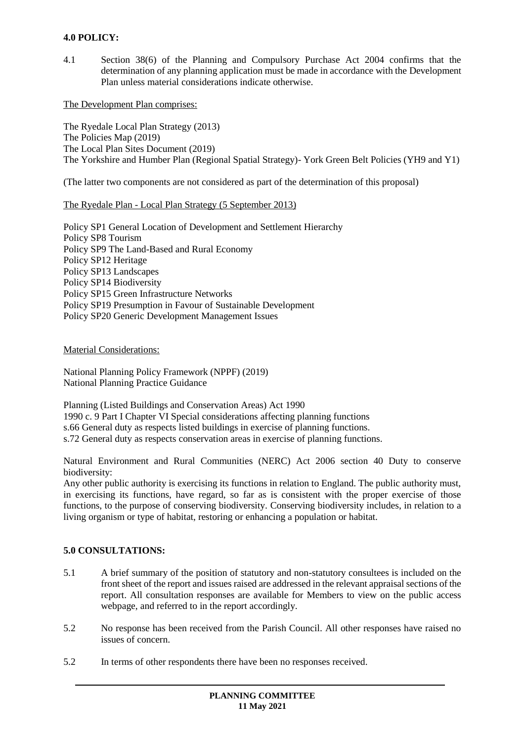**4.0 POLICY:**

4.1 Section 38(6) of the Planning and Compulsory Purchase Act 2004 confirms that the determination of any planning application must be made in accordance with the Development Plan unless material considerations indicate otherwise.

The Development Plan comprises:

The Ryedale Local Plan Strategy (2013)
The Policies Map (2019)
The Local Plan Sites Document (2019)
The Yorkshire and Humber Plan (Regional Spatial Strategy)- York Green Belt Policies (YH9 and Y1)

(The latter two components are not considered as part of the determination of this proposal)

The Ryedale Plan - Local Plan Strategy (5 September 2013)

Policy SP1 General Location of Development and Settlement Hierarchy
Policy SP8 Tourism
Policy SP9 The Land-Based and Rural Economy
Policy SP12 Heritage
Policy SP13 Landscapes
Policy SP14 Biodiversity
Policy SP15 Green Infrastructure Networks
Policy SP19 Presumption in Favour of Sustainable Development
Policy SP20 Generic Development Management Issues

Material Considerations:

National Planning Policy Framework (NPPF) (2019)
National Planning Practice Guidance

Planning (Listed Buildings and Conservation Areas) Act 1990
1990 c. 9 Part I Chapter VI Special considerations affecting planning functions
s.66 General duty as respects listed buildings in exercise of planning functions.
s.72 General duty as respects conservation areas in exercise of planning functions.

Natural Environment and Rural Communities (NERC) Act 2006 section 40 Duty to conserve biodiversity:
Any other public authority is exercising its functions in relation to England. The public authority must, in exercising its functions, have regard, so far as is consistent with the proper exercise of those functions, to the purpose of conserving biodiversity. Conserving biodiversity includes, in relation to a living organism or type of habitat, restoring or enhancing a population or habitat.

**5.0 CONSULTATIONS:**

5.1 A brief summary of the position of statutory and non-statutory consultees is included on the front sheet of the report and issues raised are addressed in the relevant appraisal sections of the report. All consultation responses are available for Members to view on the public access webpage, and referred to in the report accordingly.

5.2 No response has been received from the Parish Council. All other responses have raised no issues of concern.

5.2 In terms of other respondents there have been no responses received.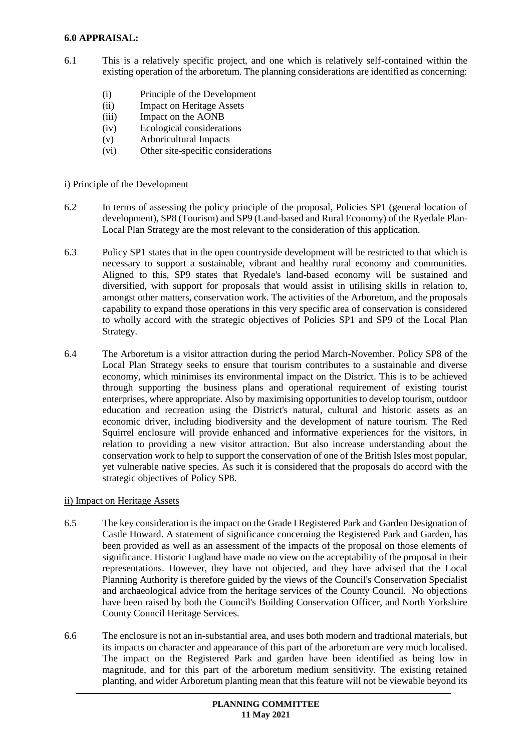## 6.0 APPRAISAL:

6.1 This is a relatively specific project, and one which is relatively self-contained within the existing operation of the arboretum. The planning considerations are identified as concerning:

- (i) Principle of the Development
- (ii) Impact on Heritage Assets
- (iii) Impact on the AONB
- (iv) Ecological considerations
- (v) Arboricultural Impacts
- (vi) Other site-specific considerations

### i) Principle of the Development

6.2 In terms of assessing the policy principle of the proposal, Policies SP1 (general location of development), SP8 (Tourism) and SP9 (Land-based and Rural Economy) of the Ryedale Plan-Local Plan Strategy are the most relevant to the consideration of this application.

6.3 Policy SP1 states that in the open countryside development will be restricted to that which is necessary to support a sustainable, vibrant and healthy rural economy and communities. Aligned to this, SP9 states that Ryedale's land-based economy will be sustained and diversified, with support for proposals that would assist in utilising skills in relation to, amongst other matters, conservation work. The activities of the Arboretum, and the proposals capability to expand those operations in this very specific area of conservation is considered to wholly accord with the strategic objectives of Policies SP1 and SP9 of the Local Plan Strategy.

6.4 The Arboretum is a visitor attraction during the period March-November. Policy SP8 of the Local Plan Strategy seeks to ensure that tourism contributes to a sustainable and diverse economy, which minimises its environmental impact on the District. This is to be achieved through supporting the business plans and operational requirement of existing tourist enterprises, where appropriate. Also by maximising opportunities to develop tourism, outdoor education and recreation using the District's natural, cultural and historic assets as an economic driver, including biodiversity and the development of nature tourism. The Red Squirrel enclosure will provide enhanced and informative experiences for the visitors, in relation to providing a new visitor attraction. But also increase understanding about the conservation work to help to support the conservation of one of the British Isles most popular, yet vulnerable native species. As such it is considered that the proposals do accord with the strategic objectives of Policy SP8.

### ii) Impact on Heritage Assets

6.5 The key consideration is the impact on the Grade I Registered Park and Garden Designation of Castle Howard. A statement of significance concerning the Registered Park and Garden, has been provided as well as an assessment of the impacts of the proposal on those elements of significance. Historic England have made no view on the acceptability of the proposal in their representations. However, they have not objected, and they have advised that the Local Planning Authority is therefore guided by the views of the Council's Conservation Specialist and archaeological advice from the heritage services of the County Council. No objections have been raised by both the Council's Building Conservation Officer, and North Yorkshire County Council Heritage Services.

6.6 The enclosure is not an in-substantial area, and uses both modern and tradtional materials, but its impacts on character and appearance of this part of the arboretum are very much localised. The impact on the Registered Park and garden have been identified as being low in magnitude, and for this part of the arboretum medium sensitivity. The existing retained planting, and wider Arboretum planting mean that this feature will not be viewable beyond its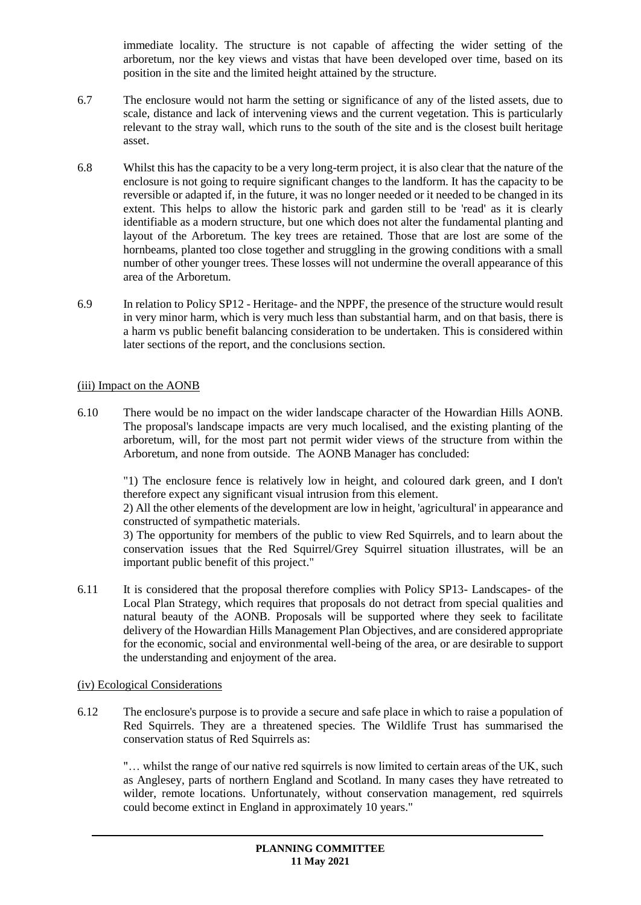immediate locality. The structure is not capable of affecting the wider setting of the arboretum, nor the key views and vistas that have been developed over time, based on its position in the site and the limited height attained by the structure.

6.7 The enclosure would not harm the setting or significance of any of the listed assets, due to scale, distance and lack of intervening views and the current vegetation. This is particularly relevant to the stray wall, which runs to the south of the site and is the closest built heritage asset.

6.8 Whilst this has the capacity to be a very long-term project, it is also clear that the nature of the enclosure is not going to require significant changes to the landform. It has the capacity to be reversible or adapted if, in the future, it was no longer needed or it needed to be changed in its extent. This helps to allow the historic park and garden still to be 'read' as it is clearly identifiable as a modern structure, but one which does not alter the fundamental planting and layout of the Arboretum. The key trees are retained. Those that are lost are some of the hornbeams, planted too close together and struggling in the growing conditions with a small number of other younger trees. These losses will not undermine the overall appearance of this area of the Arboretum.

6.9 In relation to Policy SP12 - Heritage- and the NPPF, the presence of the structure would result in very minor harm, which is very much less than substantial harm, and on that basis, there is a harm vs public benefit balancing consideration to be undertaken. This is considered within later sections of the report, and the conclusions section.

(iii) Impact on the AONB

6.10 There would be no impact on the wider landscape character of the Howardian Hills AONB. The proposal's landscape impacts are very much localised, and the existing planting of the arboretum, will, for the most part not permit wider views of the structure from within the Arboretum, and none from outside. The AONB Manager has concluded:

> "1) The enclosure fence is relatively low in height, and coloured dark green, and I don't therefore expect any significant visual intrusion from this element.
> 2) All the other elements of the development are low in height, 'agricultural' in appearance and constructed of sympathetic materials.
> 3) The opportunity for members of the public to view Red Squirrels, and to learn about the conservation issues that the Red Squirrel/Grey Squirrel situation illustrates, will be an important public benefit of this project."

6.11 It is considered that the proposal therefore complies with Policy SP13- Landscapes- of the Local Plan Strategy, which requires that proposals do not detract from special qualities and natural beauty of the AONB. Proposals will be supported where they seek to facilitate delivery of the Howardian Hills Management Plan Objectives, and are considered appropriate for the economic, social and environmental well-being of the area, or are desirable to support the understanding and enjoyment of the area.

(iv) Ecological Considerations

6.12 The enclosure's purpose is to provide a secure and safe place in which to raise a population of Red Squirrels. They are a threatened species. The Wildlife Trust has summarised the conservation status of Red Squirrels as:

> "… whilst the range of our native red squirrels is now limited to certain areas of the UK, such as Anglesey, parts of northern England and Scotland. In many cases they have retreated to wilder, remote locations. Unfortunately, without conservation management, red squirrels could become extinct in England in approximately 10 years."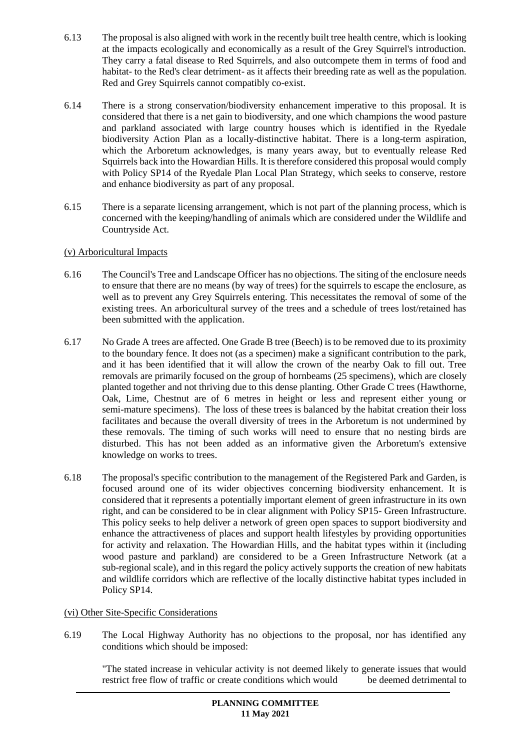6.13 The proposal is also aligned with work in the recently built tree health centre, which is looking at the impacts ecologically and economically as a result of the Grey Squirrel's introduction. They carry a fatal disease to Red Squirrels, and also outcompete them in terms of food and habitat- to the Red's clear detriment- as it affects their breeding rate as well as the population. Red and Grey Squirrels cannot compatibly co-exist.

6.14 There is a strong conservation/biodiversity enhancement imperative to this proposal. It is considered that there is a net gain to biodiversity, and one which champions the wood pasture and parkland associated with large country houses which is identified in the Ryedale biodiversity Action Plan as a locally-distinctive habitat. There is a long-term aspiration, which the Arboretum acknowledges, is many years away, but to eventually release Red Squirrels back into the Howardian Hills. It is therefore considered this proposal would comply with Policy SP14 of the Ryedale Plan Local Plan Strategy, which seeks to conserve, restore and enhance biodiversity as part of any proposal.

6.15 There is a separate licensing arrangement, which is not part of the planning process, which is concerned with the keeping/handling of animals which are considered under the Wildlife and Countryside Act.

(v) Arboricultural Impacts

6.16 The Council's Tree and Landscape Officer has no objections. The siting of the enclosure needs to ensure that there are no means (by way of trees) for the squirrels to escape the enclosure, as well as to prevent any Grey Squirrels entering. This necessitates the removal of some of the existing trees. An arboricultural survey of the trees and a schedule of trees lost/retained has been submitted with the application.

6.17 No Grade A trees are affected. One Grade B tree (Beech) is to be removed due to its proximity to the boundary fence. It does not (as a specimen) make a significant contribution to the park, and it has been identified that it will allow the crown of the nearby Oak to fill out. Tree removals are primarily focused on the group of hornbeams (25 specimens), which are closely planted together and not thriving due to this dense planting. Other Grade C trees (Hawthorne, Oak, Lime, Chestnut are of 6 metres in height or less and represent either young or semi-mature specimens). The loss of these trees is balanced by the habitat creation their loss facilitates and because the overall diversity of trees in the Arboretum is not undermined by these removals. The timing of such works will need to ensure that no nesting birds are disturbed. This has not been added as an informative given the Arboretum's extensive knowledge on works to trees.

6.18 The proposal's specific contribution to the management of the Registered Park and Garden, is focused around one of its wider objectives concerning biodiversity enhancement. It is considered that it represents a potentially important element of green infrastructure in its own right, and can be considered to be in clear alignment with Policy SP15- Green Infrastructure. This policy seeks to help deliver a network of green open spaces to support biodiversity and enhance the attractiveness of places and support health lifestyles by providing opportunities for activity and relaxation. The Howardian Hills, and the habitat types within it (including wood pasture and parkland) are considered to be a Green Infrastructure Network (at a sub-regional scale), and in this regard the policy actively supports the creation of new habitats and wildlife corridors which are reflective of the locally distinctive habitat types included in Policy SP14.

(vi) Other Site-Specific Considerations

6.19 The Local Highway Authority has no objections to the proposal, nor has identified any conditions which should be imposed:

"The stated increase in vehicular activity is not deemed likely to generate issues that would restrict free flow of traffic or create conditions which would be deemed detrimental to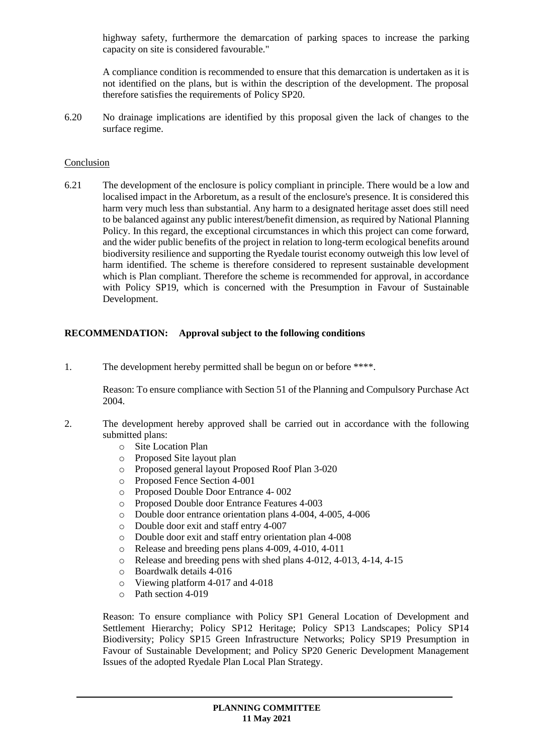highway safety, furthermore the demarcation of parking spaces to increase the parking capacity on site is considered favourable."

A compliance condition is recommended to ensure that this demarcation is undertaken as it is not identified on the plans, but is within the description of the development. The proposal therefore satisfies the requirements of Policy SP20.

6.20 No drainage implications are identified by this proposal given the lack of changes to the surface regime.

Conclusion

6.21 The development of the enclosure is policy compliant in principle. There would be a low and localised impact in the Arboretum, as a result of the enclosure's presence. It is considered this harm very much less than substantial. Any harm to a designated heritage asset does still need to be balanced against any public interest/benefit dimension, as required by National Planning Policy. In this regard, the exceptional circumstances in which this project can come forward, and the wider public benefits of the project in relation to long-term ecological benefits around biodiversity resilience and supporting the Ryedale tourist economy outweigh this low level of harm identified. The scheme is therefore considered to represent sustainable development which is Plan compliant. Therefore the scheme is recommended for approval, in accordance with Policy SP19, which is concerned with the Presumption in Favour of Sustainable Development.

**RECOMMENDATION: Approval subject to the following conditions**

1. The development hereby permitted shall be begun on or before ****.

   Reason: To ensure compliance with Section 51 of the Planning and Compulsory Purchase Act 2004.

2. The development hereby approved shall be carried out in accordance with the following submitted plans:
   - Site Location Plan
   - Proposed Site layout plan
   - Proposed general layout Proposed Roof Plan 3-020
   - Proposed Fence Section 4-001
   - Proposed Double Door Entrance 4- 002
   - Proposed Double door Entrance Features 4-003
   - Double door entrance orientation plans 4-004, 4-005, 4-006
   - Double door exit and staff entry 4-007
   - Double door exit and staff entry orientation plan 4-008
   - Release and breeding pens plans 4-009, 4-010, 4-011
   - Release and breeding pens with shed plans 4-012, 4-013, 4-14, 4-15
   - Boardwalk details 4-016
   - Viewing platform 4-017 and 4-018
   - Path section 4-019

   Reason: To ensure compliance with Policy SP1 General Location of Development and Settlement Hierarchy; Policy SP12 Heritage; Policy SP13 Landscapes; Policy SP14 Biodiversity; Policy SP15 Green Infrastructure Networks; Policy SP19 Presumption in Favour of Sustainable Development; and Policy SP20 Generic Development Management Issues of the adopted Ryedale Plan Local Plan Strategy.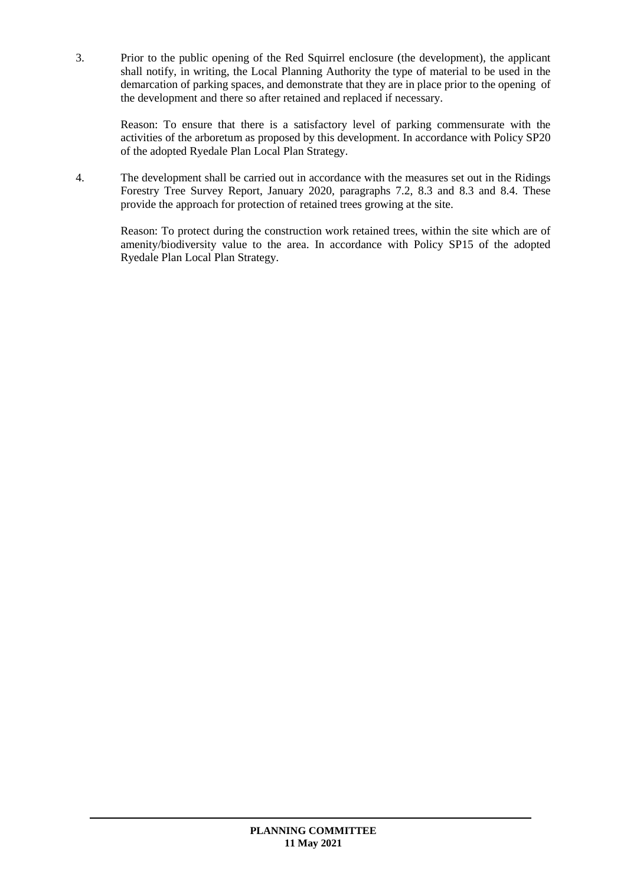3. Prior to the public opening of the Red Squirrel enclosure (the development), the applicant shall notify, in writing, the Local Planning Authority the type of material to be used in the demarcation of parking spaces, and demonstrate that they are in place prior to the opening of the development and there so after retained and replaced if necessary.

   Reason: To ensure that there is a satisfactory level of parking commensurate with the activities of the arboretum as proposed by this development. In accordance with Policy SP20 of the adopted Ryedale Plan Local Plan Strategy.

4. The development shall be carried out in accordance with the measures set out in the Ridings Forestry Tree Survey Report, January 2020, paragraphs 7.2, 8.3 and 8.3 and 8.4. These provide the approach for protection of retained trees growing at the site.

   Reason: To protect during the construction work retained trees, within the site which are of amenity/biodiversity value to the area. In accordance with Policy SP15 of the adopted Ryedale Plan Local Plan Strategy.